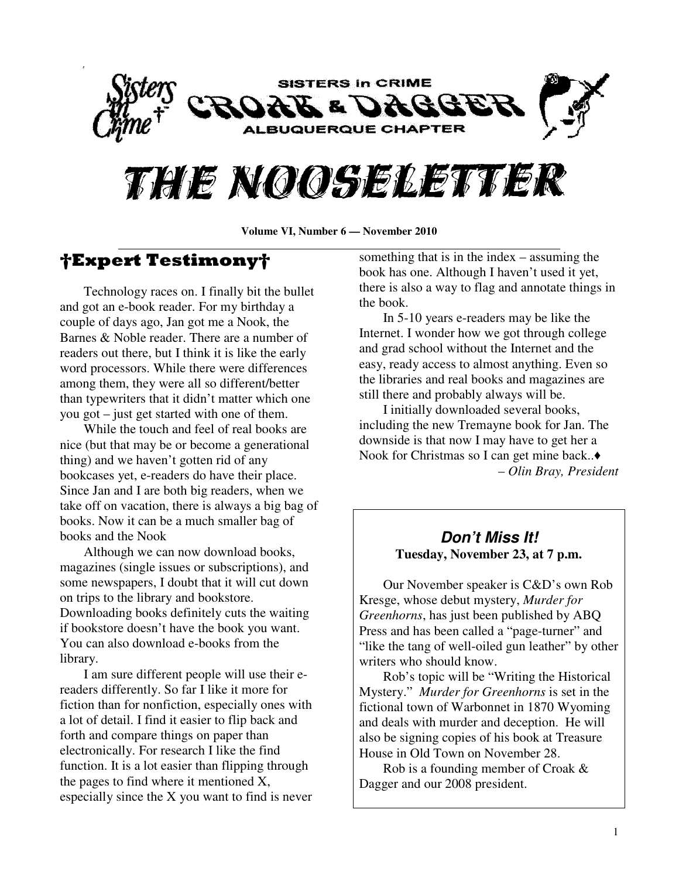SISTERS in CRIME

CROAK & DAGGER

ALBUQUERQUE CHAPTER

# THE NOOSELETTER

**Volume VI, Number 6 — November 2010**

## †Expert Testimony†

Technology races on. I finally bit the bullet and got an e-book reader. For my birthday a couple of days ago, Jan got me a Nook, the Barnes & Noble reader. There are a number of readers out there, but I think it is like the early word processors. While there were differences among them, they were all so different/better than typewriters that it didn't matter which one you got – just get started with one of them.

While the touch and feel of real books are nice (but that may be or become a generational thing) and we haven't gotten rid of any bookcases yet, e-readers do have their place. Since Jan and I are both big readers, when we take off on vacation, there is always a big bag of books. Now it can be a much smaller bag of books and the Nook

Although we can now download books, magazines (single issues or subscriptions), and some newspapers, I doubt that it will cut down on trips to the library and bookstore. Downloading books definitely cuts the waiting if bookstore doesn't have the book you want. You can also download e-books from the library.

I am sure different people will use their e-readers differently. So far I like it more for fiction than for nonfiction, especially ones with a lot of detail. I find it easier to flip back and forth and compare things on paper than electronically. For research I like the find function. It is a lot easier than flipping through the pages to find where it mentioned X, especially since the X you want to find is never something that is in the index – assuming the book has one. Although I haven't used it yet, there is also a way to flag and annotate things in the book.

In 5-10 years e-readers may be like the Internet. I wonder how we got through college and grad school without the Internet and the easy, ready access to almost anything. Even so the libraries and real books and magazines are still there and probably always will be.

I initially downloaded several books, including the new Tremayne book for Jan. The downside is that now I may have to get her a Nook for Christmas so I can get mine back..♦

*– Olin Bray, President*

### *Don't Miss It!*

**Tuesday, November 23, at 7 p.m.**

Our November speaker is C&D's own Rob Kresge, whose debut mystery, *Murder for Greenhorns*, has just been published by ABQ Press and has been called a "page-turner" and "like the tang of well-oiled gun leather" by other writers who should know.

Rob's topic will be "Writing the Historical Mystery." *Murder for Greenhorns* is set in the fictional town of Warbonnet in 1870 Wyoming and deals with murder and deception. He will also be signing copies of his book at Treasure House in Old Town on November 28.

Rob is a founding member of Croak & Dagger and our 2008 president.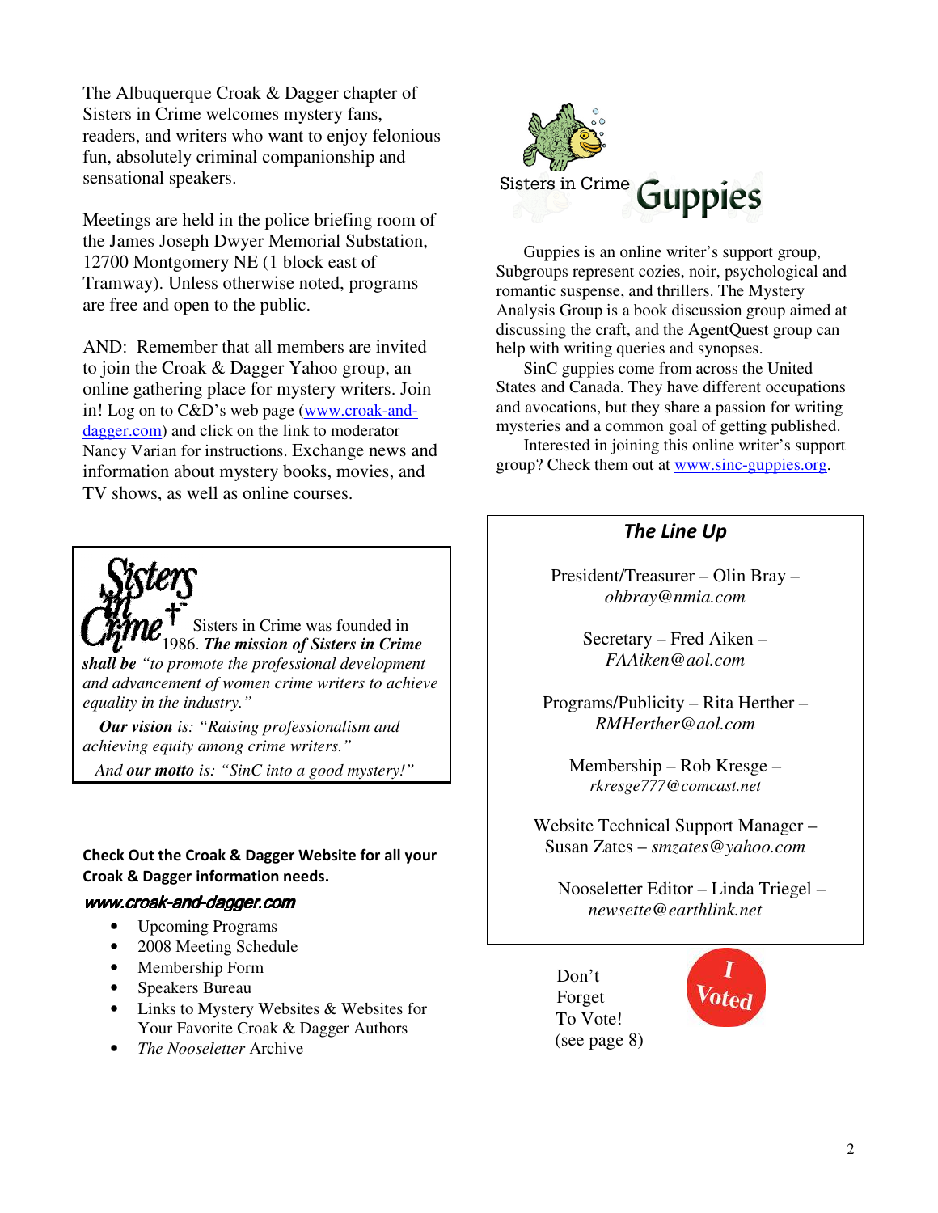The Albuquerque Croak & Dagger chapter of Sisters in Crime welcomes mystery fans, readers, and writers who want to enjoy felonious fun, absolutely criminal companionship and sensational speakers.

Meetings are held in the police briefing room of the James Joseph Dwyer Memorial Substation, 12700 Montgomery NE (1 block east of Tramway). Unless otherwise noted, programs are free and open to the public.

AND: Remember that all members are invited to join the Croak & Dagger Yahoo group, an online gathering place for mystery writers. Join in! Log on to C&D's web page (www.croak-and-dagger.com) and click on the link to moderator Nancy Varian for instructions. Exchange news and information about mystery books, movies, and TV shows, as well as online courses.

Sisters in Crime was founded in 1986. ***The mission of Sisters in Crime shall be*** *"to promote the professional development and advancement of women crime writers to achieve equality in the industry."*

***Our vision*** *is: "Raising professionalism and achieving equity among crime writers."*

*And **our motto** is: "SinC into a good mystery!"*

**Check Out the Croak & Dagger Website for all your Croak & Dagger information needs.**

***www.croak-and-dagger.com***

- Upcoming Programs
- 2008 Meeting Schedule
- Membership Form
- Speakers Bureau
- Links to Mystery Websites & Websites for Your Favorite Croak & Dagger Authors
- *The Nooseletter* Archive

## Sisters in Crime Guppies

Guppies is an online writer's support group, Subgroups represent cozies, noir, psychological and romantic suspense, and thrillers. The Mystery Analysis Group is a book discussion group aimed at discussing the craft, and the AgentQuest group can help with writing queries and synopses.

SinC guppies come from across the United States and Canada. They have different occupations and avocations, but they share a passion for writing mysteries and a common goal of getting published.

Interested in joining this online writer's support group? Check them out at www.sinc-guppies.org.

## *The Line Up*

President/Treasurer – Olin Bray – *ohbray@nmia.com*

Secretary – Fred Aiken – *FAAiken@aol.com*

Programs/Publicity – Rita Herther – *RMHerther@aol.com*

Membership – Rob Kresge – *rkresge777@comcast.net*

Website Technical Support Manager – Susan Zates – *smzates@yahoo.com*

Nooseletter Editor – Linda Triegel – *newsette@earthlink.net*

Don't Forget To Vote! (see page 8)

I Voted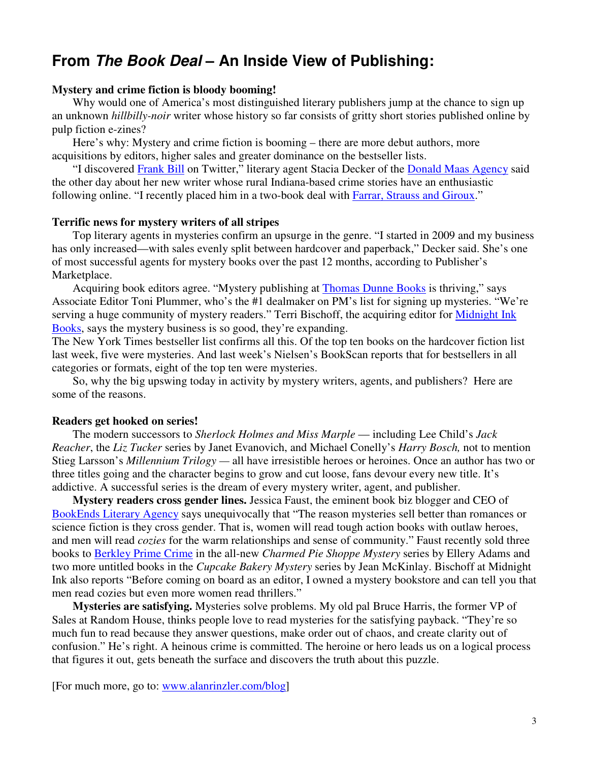## From *The Book Deal* – An Inside View of Publishing:

**Mystery and crime fiction is bloody booming!**

Why would one of America's most distinguished literary publishers jump at the chance to sign up an unknown *hillbilly-noir* writer whose history so far consists of gritty short stories published online by pulp fiction e-zines?

Here's why: Mystery and crime fiction is booming – there are more debut authors, more acquisitions by editors, higher sales and greater dominance on the bestseller lists.

"I discovered Frank Bill on Twitter," literary agent Stacia Decker of the Donald Maas Agency said the other day about her new writer whose rural Indiana-based crime stories have an enthusiastic following online. "I recently placed him in a two-book deal with Farrar, Strauss and Giroux."

**Terrific news for mystery writers of all stripes**

Top literary agents in mysteries confirm an upsurge in the genre. "I started in 2009 and my business has only increased—with sales evenly split between hardcover and paperback," Decker said. She's one of most successful agents for mystery books over the past 12 months, according to Publisher's Marketplace.

Acquiring book editors agree. "Mystery publishing at Thomas Dunne Books is thriving," says Associate Editor Toni Plummer, who's the #1 dealmaker on PM's list for signing up mysteries. "We're serving a huge community of mystery readers." Terri Bischoff, the acquiring editor for Midnight Ink Books, says the mystery business is so good, they're expanding.

The New York Times bestseller list confirms all this. Of the top ten books on the hardcover fiction list last week, five were mysteries. And last week's Nielsen's BookScan reports that for bestsellers in all categories or formats, eight of the top ten were mysteries.

So, why the big upswing today in activity by mystery writers, agents, and publishers? Here are some of the reasons.

**Readers get hooked on series!**

The modern successors to *Sherlock Holmes and Miss Marple* — including Lee Child's *Jack Reacher*, the *Liz Tucker* series by Janet Evanovich, and Michael Conelly's *Harry Bosch,* not to mention Stieg Larsson's *Millennium Trilogy* — all have irresistible heroes or heroines. Once an author has two or three titles going and the character begins to grow and cut loose, fans devour every new title. It's addictive. A successful series is the dream of every mystery writer, agent, and publisher.

**Mystery readers cross gender lines.** Jessica Faust, the eminent book biz blogger and CEO of BookEnds Literary Agency says unequivocally that "The reason mysteries sell better than romances or science fiction is they cross gender. That is, women will read tough action books with outlaw heroes, and men will read *cozies* for the warm relationships and sense of community." Faust recently sold three books to Berkley Prime Crime in the all-new *Charmed Pie Shoppe Mystery* series by Ellery Adams and two more untitled books in the *Cupcake Bakery Mystery* series by Jean McKinlay. Bischoff at Midnight Ink also reports "Before coming on board as an editor, I owned a mystery bookstore and can tell you that men read cozies but even more women read thrillers."

**Mysteries are satisfying.** Mysteries solve problems. My old pal Bruce Harris, the former VP of Sales at Random House, thinks people love to read mysteries for the satisfying payback. "They're so much fun to read because they answer questions, make order out of chaos, and create clarity out of confusion." He's right. A heinous crime is committed. The heroine or hero leads us on a logical process that figures it out, gets beneath the surface and discovers the truth about this puzzle.

[For much more, go to: www.alanrinzler.com/blog]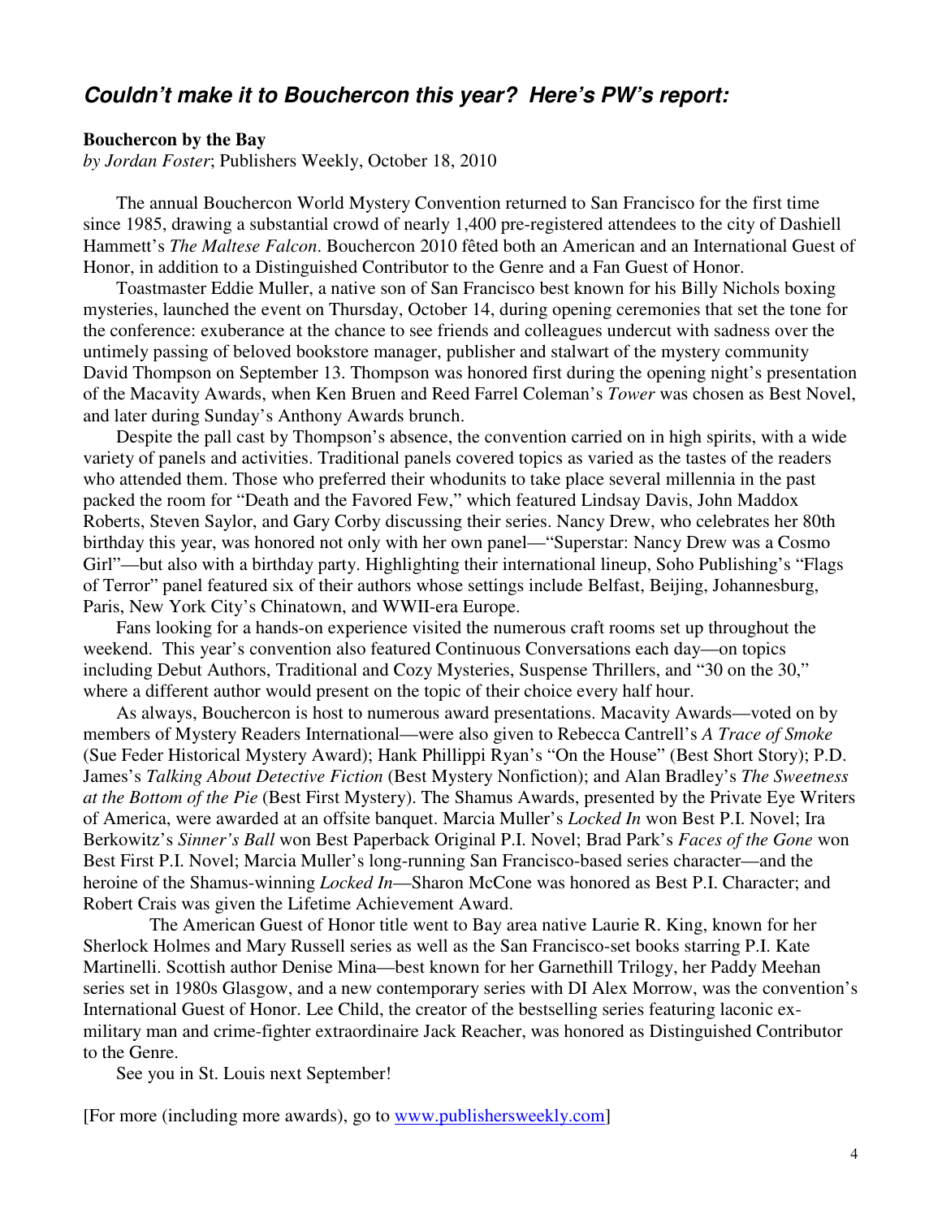## ***Couldn't make it to Bouchercon this year? Here's PW's report:***

**Bouchercon by the Bay**
*by Jordan Foster*; Publishers Weekly, October 18, 2010

The annual Bouchercon World Mystery Convention returned to San Francisco for the first time since 1985, drawing a substantial crowd of nearly 1,400 pre-registered attendees to the city of Dashiell Hammett's *The Maltese Falcon*. Bouchercon 2010 fêted both an American and an International Guest of Honor, in addition to a Distinguished Contributor to the Genre and a Fan Guest of Honor.

Toastmaster Eddie Muller, a native son of San Francisco best known for his Billy Nichols boxing mysteries, launched the event on Thursday, October 14, during opening ceremonies that set the tone for the conference: exuberance at the chance to see friends and colleagues undercut with sadness over the untimely passing of beloved bookstore manager, publisher and stalwart of the mystery community David Thompson on September 13. Thompson was honored first during the opening night's presentation of the Macavity Awards, when Ken Bruen and Reed Farrel Coleman's *Tower* was chosen as Best Novel, and later during Sunday's Anthony Awards brunch.

Despite the pall cast by Thompson's absence, the convention carried on in high spirits, with a wide variety of panels and activities. Traditional panels covered topics as varied as the tastes of the readers who attended them. Those who preferred their whodunits to take place several millennia in the past packed the room for "Death and the Favored Few," which featured Lindsay Davis, John Maddox Roberts, Steven Saylor, and Gary Corby discussing their series. Nancy Drew, who celebrates her 80th birthday this year, was honored not only with her own panel—"Superstar: Nancy Drew was a Cosmo Girl"—but also with a birthday party. Highlighting their international lineup, Soho Publishing's "Flags of Terror" panel featured six of their authors whose settings include Belfast, Beijing, Johannesburg, Paris, New York City's Chinatown, and WWII-era Europe.

Fans looking for a hands-on experience visited the numerous craft rooms set up throughout the weekend. This year's convention also featured Continuous Conversations each day—on topics including Debut Authors, Traditional and Cozy Mysteries, Suspense Thrillers, and "30 on the 30," where a different author would present on the topic of their choice every half hour.

As always, Bouchercon is host to numerous award presentations. Macavity Awards—voted on by members of Mystery Readers International—were also given to Rebecca Cantrell's *A Trace of Smoke* (Sue Feder Historical Mystery Award); Hank Phillippi Ryan's "On the House" (Best Short Story); P.D. James's *Talking About Detective Fiction* (Best Mystery Nonfiction); and Alan Bradley's *The Sweetness at the Bottom of the Pie* (Best First Mystery). The Shamus Awards, presented by the Private Eye Writers of America, were awarded at an offsite banquet. Marcia Muller's *Locked In* won Best P.I. Novel; Ira Berkowitz's *Sinner's Ball* won Best Paperback Original P.I. Novel; Brad Park's *Faces of the Gone* won Best First P.I. Novel; Marcia Muller's long-running San Francisco-based series character—and the heroine of the Shamus-winning *Locked In*—Sharon McCone was honored as Best P.I. Character; and Robert Crais was given the Lifetime Achievement Award.

The American Guest of Honor title went to Bay area native Laurie R. King, known for her Sherlock Holmes and Mary Russell series as well as the San Francisco-set books starring P.I. Kate Martinelli. Scottish author Denise Mina—best known for her Garnethill Trilogy, her Paddy Meehan series set in 1980s Glasgow, and a new contemporary series with DI Alex Morrow, was the convention's International Guest of Honor. Lee Child, the creator of the bestselling series featuring laconic ex-military man and crime-fighter extraordinaire Jack Reacher, was honored as Distinguished Contributor to the Genre.

See you in St. Louis next September!

[For more (including more awards), go to [www.publishersweekly.com](http://www.publishersweekly.com)]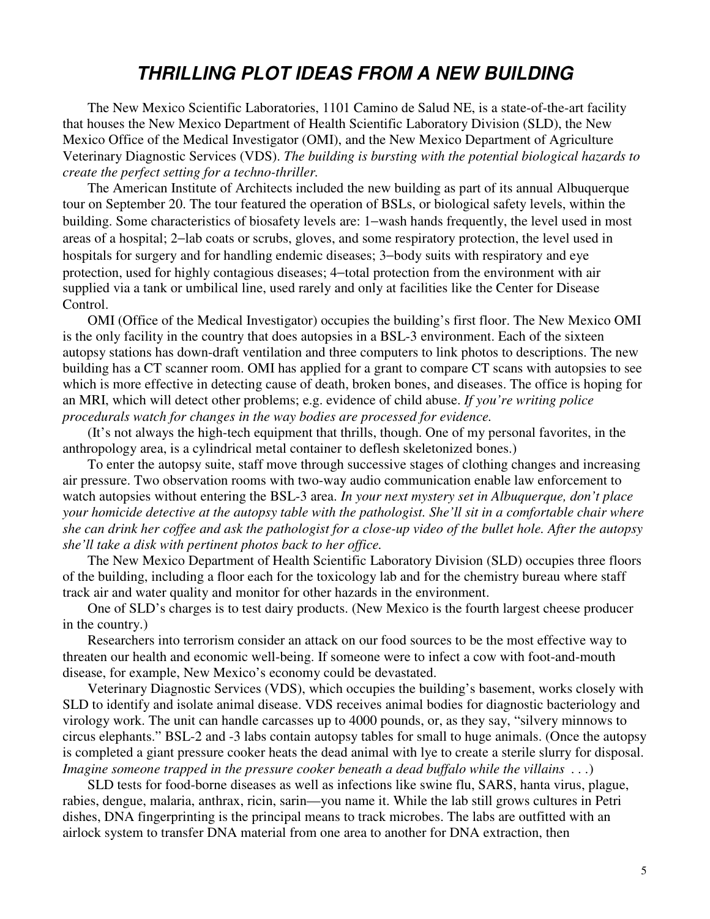# THRILLING PLOT IDEAS FROM A NEW BUILDING

The New Mexico Scientific Laboratories, 1101 Camino de Salud NE, is a state-of-the-art facility that houses the New Mexico Department of Health Scientific Laboratory Division (SLD), the New Mexico Office of the Medical Investigator (OMI), and the New Mexico Department of Agriculture Veterinary Diagnostic Services (VDS). *The building is bursting with the potential biological hazards to create the perfect setting for a techno-thriller.*

The American Institute of Architects included the new building as part of its annual Albuquerque tour on September 20. The tour featured the operation of BSLs, or biological safety levels, within the building. Some characteristics of biosafety levels are: 1–wash hands frequently, the level used in most areas of a hospital; 2–lab coats or scrubs, gloves, and some respiratory protection, the level used in hospitals for surgery and for handling endemic diseases; 3–body suits with respiratory and eye protection, used for highly contagious diseases; 4–total protection from the environment with air supplied via a tank or umbilical line, used rarely and only at facilities like the Center for Disease Control.

OMI (Office of the Medical Investigator) occupies the building's first floor. The New Mexico OMI is the only facility in the country that does autopsies in a BSL-3 environment. Each of the sixteen autopsy stations has down-draft ventilation and three computers to link photos to descriptions. The new building has a CT scanner room. OMI has applied for a grant to compare CT scans with autopsies to see which is more effective in detecting cause of death, broken bones, and diseases. The office is hoping for an MRI, which will detect other problems; e.g. evidence of child abuse. *If you're writing police procedurals watch for changes in the way bodies are processed for evidence.*

(It's not always the high-tech equipment that thrills, though. One of my personal favorites, in the anthropology area, is a cylindrical metal container to deflesh skeletonized bones.)

To enter the autopsy suite, staff move through successive stages of clothing changes and increasing air pressure. Two observation rooms with two-way audio communication enable law enforcement to watch autopsies without entering the BSL-3 area. *In your next mystery set in Albuquerque, don't place your homicide detective at the autopsy table with the pathologist. She'll sit in a comfortable chair where she can drink her coffee and ask the pathologist for a close-up video of the bullet hole. After the autopsy she'll take a disk with pertinent photos back to her office.*

The New Mexico Department of Health Scientific Laboratory Division (SLD) occupies three floors of the building, including a floor each for the toxicology lab and for the chemistry bureau where staff track air and water quality and monitor for other hazards in the environment.

One of SLD's charges is to test dairy products. (New Mexico is the fourth largest cheese producer in the country.)

Researchers into terrorism consider an attack on our food sources to be the most effective way to threaten our health and economic well-being. If someone were to infect a cow with foot-and-mouth disease, for example, New Mexico's economy could be devastated.

Veterinary Diagnostic Services (VDS), which occupies the building's basement, works closely with SLD to identify and isolate animal disease. VDS receives animal bodies for diagnostic bacteriology and virology work. The unit can handle carcasses up to 4000 pounds, or, as they say, "silvery minnows to circus elephants." BSL-2 and -3 labs contain autopsy tables for small to huge animals. (Once the autopsy is completed a giant pressure cooker heats the dead animal with lye to create a sterile slurry for disposal. *Imagine someone trapped in the pressure cooker beneath a dead buffalo while the villains* . . .)

SLD tests for food-borne diseases as well as infections like swine flu, SARS, hanta virus, plague, rabies, dengue, malaria, anthrax, ricin, sarin—you name it. While the lab still grows cultures in Petri dishes, DNA fingerprinting is the principal means to track microbes. The labs are outfitted with an airlock system to transfer DNA material from one area to another for DNA extraction, then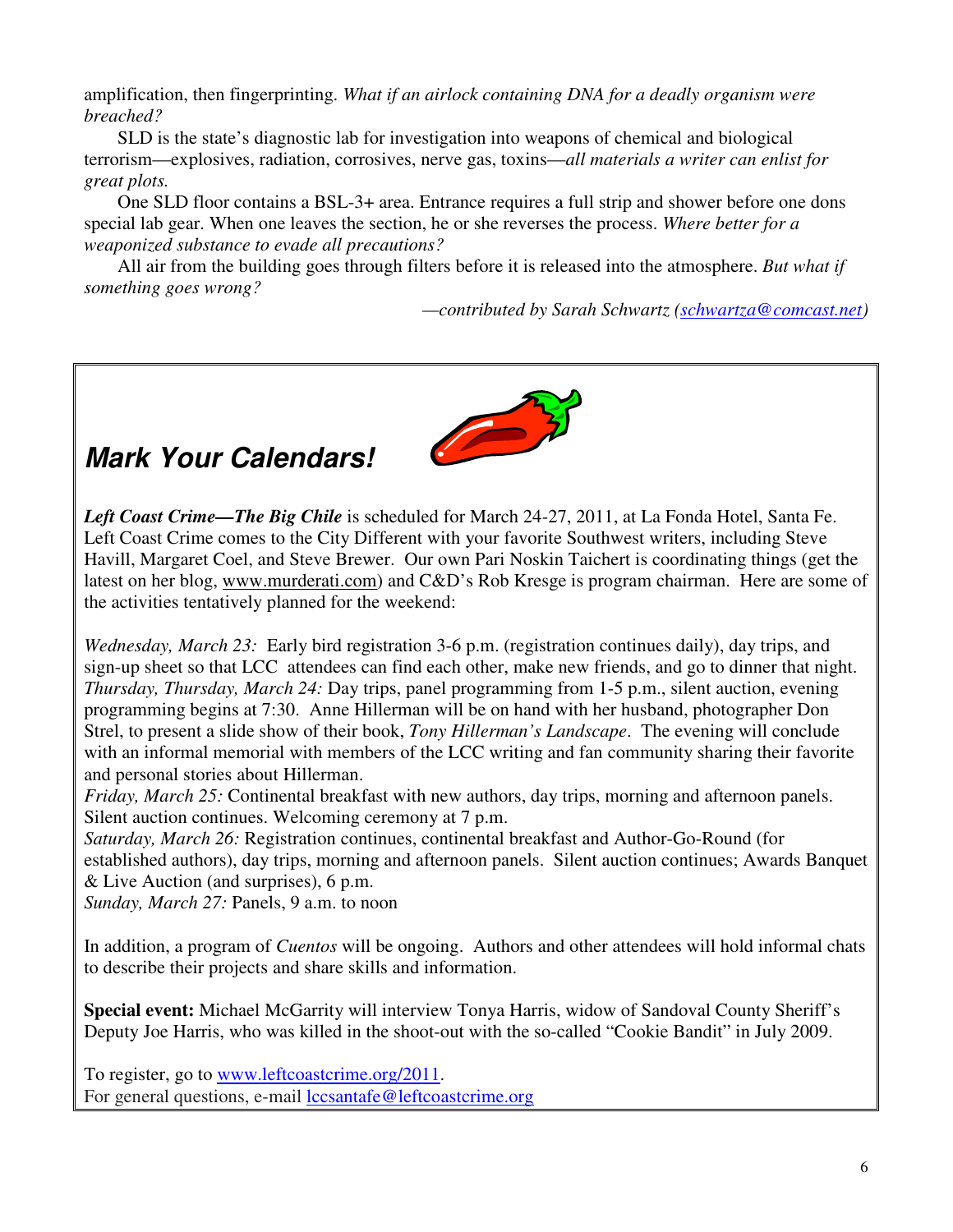amplification, then fingerprinting. *What if an airlock containing DNA for a deadly organism were breached?*

SLD is the state's diagnostic lab for investigation into weapons of chemical and biological terrorism—explosives, radiation, corrosives, nerve gas, toxins—*all materials a writer can enlist for great plots.*

One SLD floor contains a BSL-3+ area. Entrance requires a full strip and shower before one dons special lab gear. When one leaves the section, he or she reverses the process. *Where better for a weaponized substance to evade all precautions?*

All air from the building goes through filters before it is released into the atmosphere. *But what if something goes wrong?*

*—contributed by Sarah Schwartz (schwartza@comcast.net)*

## ***Mark Your Calendars!***

***Left Coast Crime—The Big Chile*** is scheduled for March 24-27, 2011, at La Fonda Hotel, Santa Fe. Left Coast Crime comes to the City Different with your favorite Southwest writers, including Steve Havill, Margaret Coel, and Steve Brewer. Our own Pari Noskin Taichert is coordinating things (get the latest on her blog, www.murderati.com) and C&D's Rob Kresge is program chairman. Here are some of the activities tentatively planned for the weekend:

*Wednesday, March 23:* Early bird registration 3-6 p.m. (registration continues daily), day trips, and sign-up sheet so that LCC attendees can find each other, make new friends, and go to dinner that night.
*Thursday, Thursday, March 24:* Day trips, panel programming from 1-5 p.m., silent auction, evening programming begins at 7:30. Anne Hillerman will be on hand with her husband, photographer Don Strel, to present a slide show of their book, *Tony Hillerman's Landscape*. The evening will conclude with an informal memorial with members of the LCC writing and fan community sharing their favorite and personal stories about Hillerman.
*Friday, March 25:* Continental breakfast with new authors, day trips, morning and afternoon panels. Silent auction continues. Welcoming ceremony at 7 p.m.
*Saturday, March 26:* Registration continues, continental breakfast and Author-Go-Round (for established authors), day trips, morning and afternoon panels. Silent auction continues; Awards Banquet & Live Auction (and surprises), 6 p.m.
*Sunday, March 27:* Panels, 9 a.m. to noon

In addition, a program of *Cuentos* will be ongoing. Authors and other attendees will hold informal chats to describe their projects and share skills and information.

**Special event:** Michael McGarrity will interview Tonya Harris, widow of Sandoval County Sheriff's Deputy Joe Harris, who was killed in the shoot-out with the so-called "Cookie Bandit" in July 2009.

To register, go to www.leftcoastcrime.org/2011.
For general questions, e-mail lccsantafe@leftcoastcrime.org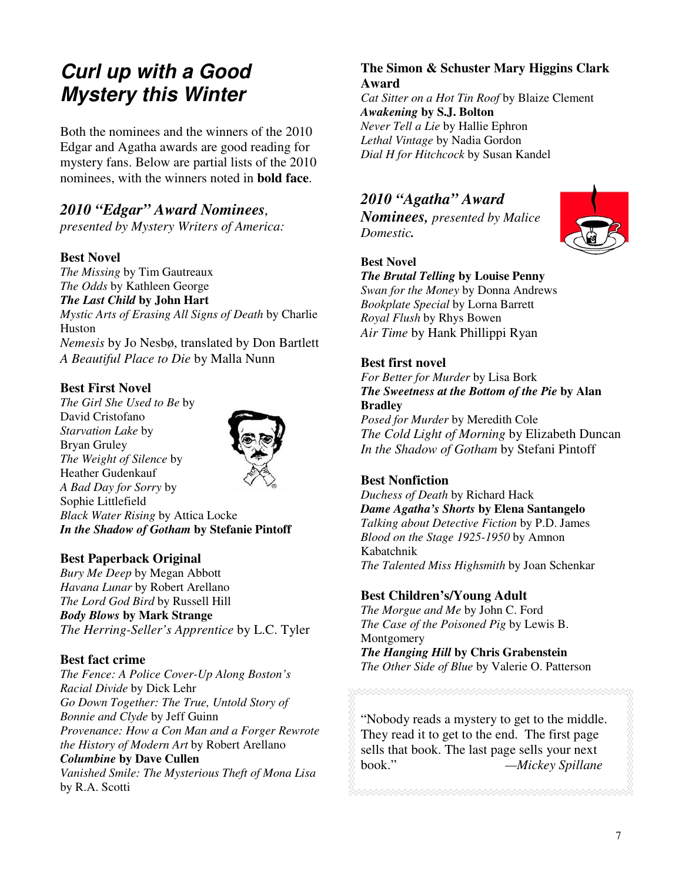# *Curl up with a Good Mystery this Winter*

Both the nominees and the winners of the 2010 Edgar and Agatha awards are good reading for mystery fans. Below are partial lists of the 2010 nominees, with the winners noted in **bold face**.

## *2010 "Edgar" Award Nominees, presented by Mystery Writers of America:*

### Best Novel

*The Missing* by Tim Gautreaux
*The Odds* by Kathleen George
***The Last Child* by John Hart**
*Mystic Arts of Erasing All Signs of Death* by Charlie Huston
*Nemesis* by Jo Nesbø, translated by Don Bartlett
*A Beautiful Place to Die* by Malla Nunn

### Best First Novel

*The Girl She Used to Be* by David Cristofano
*Starvation Lake* by Bryan Gruley
*The Weight of Silence* by Heather Gudenkauf
*A Bad Day for Sorry* by Sophie Littlefield
*Black Water Rising* by Attica Locke
***In the Shadow of Gotham* by Stefanie Pintoff**

### Best Paperback Original

*Bury Me Deep* by Megan Abbott
*Havana Lunar* by Robert Arellano
*The Lord God Bird* by Russell Hill
***Body Blows* by Mark Strange**
*The Herring-Seller's Apprentice* by L.C. Tyler

### Best fact crime

*The Fence: A Police Cover-Up Along Boston's Racial Divide* by Dick Lehr
*Go Down Together: The True, Untold Story of Bonnie and Clyde* by Jeff Guinn
*Provenance: How a Con Man and a Forger Rewrote the History of Modern Art* by Robert Arellano
***Columbine* by Dave Cullen**
*Vanished Smile: The Mysterious Theft of Mona Lisa* by R.A. Scotti

### The Simon & Schuster Mary Higgins Clark Award

*Cat Sitter on a Hot Tin Roof* by Blaize Clement
***Awakening* by S.J. Bolton**
*Never Tell a Lie* by Hallie Ephron
*Lethal Vintage* by Nadia Gordon
*Dial H for Hitchcock* by Susan Kandel

## *2010 "Agatha" Award Nominees, presented by Malice Domestic.*

### Best Novel

***The Brutal Telling* by Louise Penny**
*Swan for the Money* by Donna Andrews
*Bookplate Special* by Lorna Barrett
*Royal Flush* by Rhys Bowen
*Air Time* by Hank Phillippi Ryan

### Best first novel

*For Better for Murder* by Lisa Bork
***The Sweetness at the Bottom of the Pie* by Alan Bradley**
*Posed for Murder* by Meredith Cole
*The Cold Light of Morning* by Elizabeth Duncan
*In the Shadow of Gotham* by Stefani Pintoff

### Best Nonfiction

*Duchess of Death* by Richard Hack
***Dame Agatha's Shorts* by Elena Santangelo**
*Talking about Detective Fiction* by P.D. James
*Blood on the Stage 1925-1950* by Amnon Kabatchnik
*The Talented Miss Highsmith* by Joan Schenkar

### Best Children's/Young Adult

*The Morgue and Me* by John C. Ford
*The Case of the Poisoned Pig* by Lewis B. Montgomery
***The Hanging Hill* by Chris Grabenstein**
*The Other Side of Blue* by Valerie O. Patterson

> "Nobody reads a mystery to get to the middle. They read it to get to the end. The first page sells that book. The last page sells your next book." —*Mickey Spillane*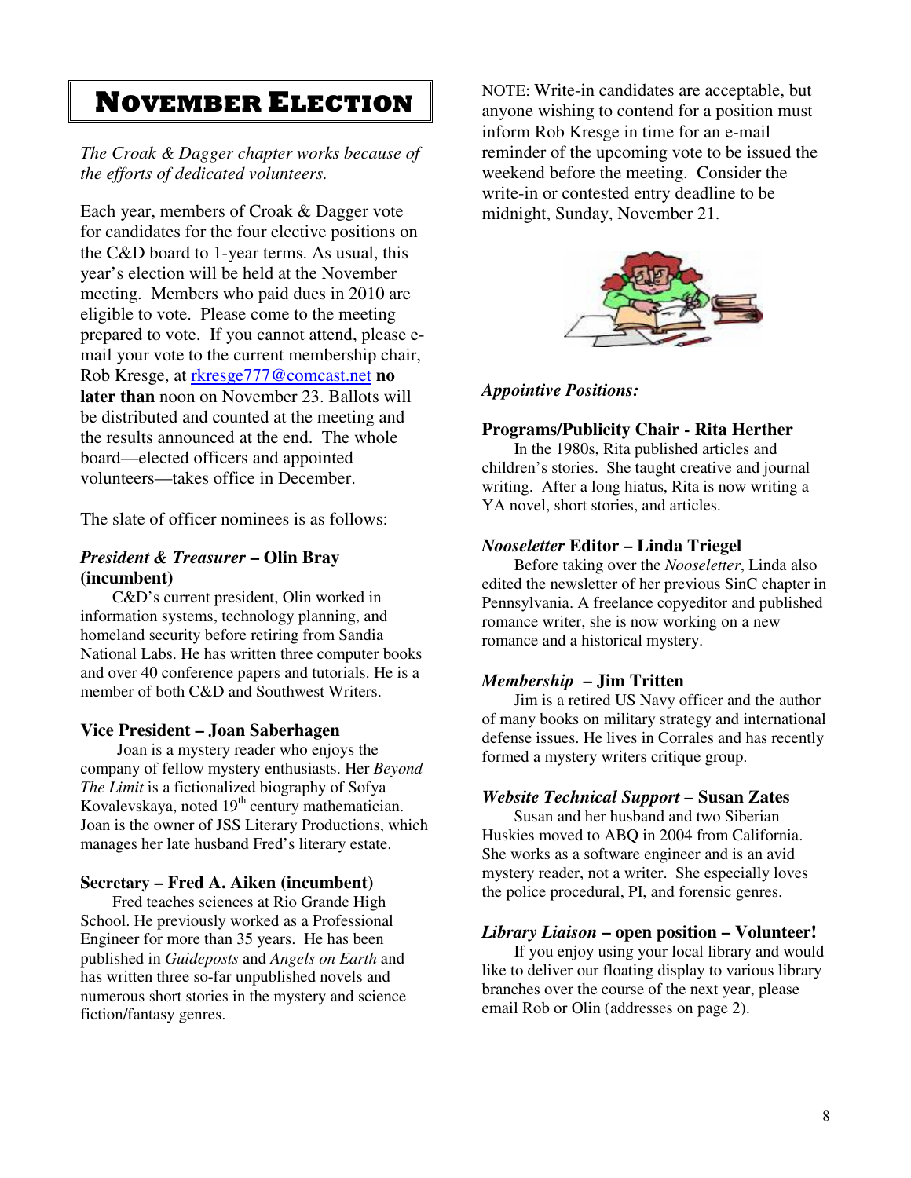# November Election

*The Croak & Dagger chapter works because of the efforts of dedicated volunteers.*

Each year, members of Croak & Dagger vote for candidates for the four elective positions on the C&D board to 1-year terms. As usual, this year's election will be held at the November meeting. Members who paid dues in 2010 are eligible to vote. Please come to the meeting prepared to vote. If you cannot attend, please e-mail your vote to the current membership chair, Rob Kresge, at rkresge777@comcast.net **no later than** noon on November 23. Ballots will be distributed and counted at the meeting and the results announced at the end. The whole board—elected officers and appointed volunteers—takes office in December.

The slate of officer nominees is as follows:

### *President & Treasurer* – Olin Bray (incumbent)

C&D's current president, Olin worked in information systems, technology planning, and homeland security before retiring from Sandia National Labs. He has written three computer books and over 40 conference papers and tutorials. He is a member of both C&D and Southwest Writers.

### Vice President – Joan Saberhagen

Joan is a mystery reader who enjoys the company of fellow mystery enthusiasts. Her *Beyond The Limit* is a fictionalized biography of Sofya Kovalevskaya, noted 19th century mathematician. Joan is the owner of JSS Literary Productions, which manages her late husband Fred's literary estate.

### Secretary – Fred A. Aiken (incumbent)

Fred teaches sciences at Rio Grande High School. He previously worked as a Professional Engineer for more than 35 years. He has been published in *Guideposts* and *Angels on Earth* and has written three so-far unpublished novels and numerous short stories in the mystery and science fiction/fantasy genres.

NOTE: Write-in candidates are acceptable, but anyone wishing to contend for a position must inform Rob Kresge in time for an e-mail reminder of the upcoming vote to be issued the weekend before the meeting. Consider the write-in or contested entry deadline to be midnight, Sunday, November 21.

## *Appointive Positions:*

### Programs/Publicity Chair - Rita Herther

In the 1980s, Rita published articles and children's stories. She taught creative and journal writing. After a long hiatus, Rita is now writing a YA novel, short stories, and articles.

### *Nooseletter* Editor – Linda Triegel

Before taking over the *Nooseletter*, Linda also edited the newsletter of her previous SinC chapter in Pennsylvania. A freelance copyeditor and published romance writer, she is now working on a new romance and a historical mystery.

### *Membership* – Jim Tritten

Jim is a retired US Navy officer and the author of many books on military strategy and international defense issues. He lives in Corrales and has recently formed a mystery writers critique group.

### *Website Technical Support* – Susan Zates

Susan and her husband and two Siberian Huskies moved to ABQ in 2004 from California. She works as a software engineer and is an avid mystery reader, not a writer. She especially loves the police procedural, PI, and forensic genres.

### *Library Liaison* – open position – Volunteer!

If you enjoy using your local library and would like to deliver our floating display to various library branches over the course of the next year, please email Rob or Olin (addresses on page 2).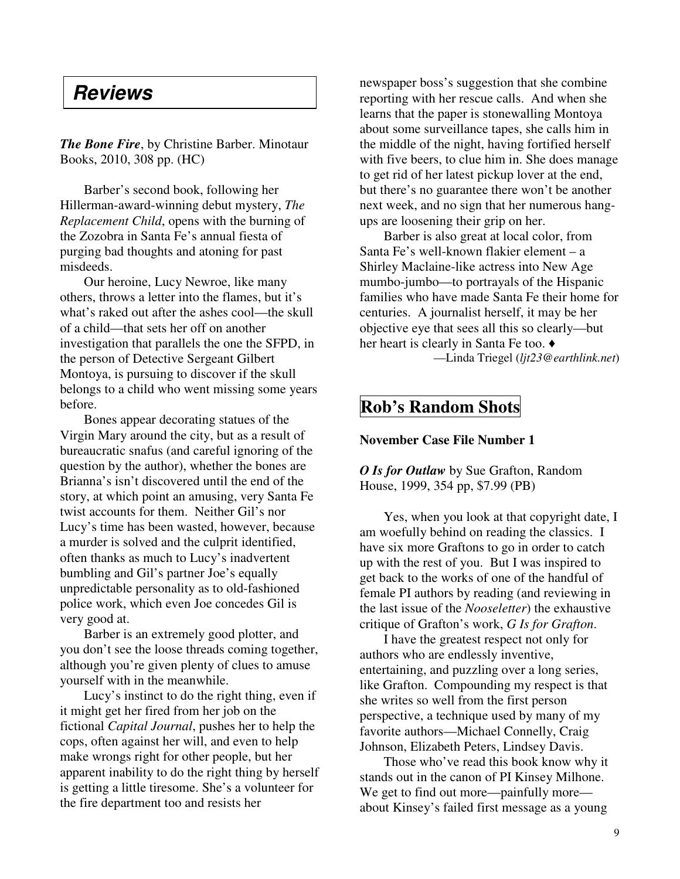## *Reviews*

***The Bone Fire***, by Christine Barber. Minotaur Books, 2010, 308 pp. (HC)

Barber's second book, following her Hillerman-award-winning debut mystery, *The Replacement Child*, opens with the burning of the Zozobra in Santa Fe's annual fiesta of purging bad thoughts and atoning for past misdeeds.

Our heroine, Lucy Newroe, like many others, throws a letter into the flames, but it's what's raked out after the ashes cool—the skull of a child—that sets her off on another investigation that parallels the one the SFPD, in the person of Detective Sergeant Gilbert Montoya, is pursuing to discover if the skull belongs to a child who went missing some years before.

Bones appear decorating statues of the Virgin Mary around the city, but as a result of bureaucratic snafus (and careful ignoring of the question by the author), whether the bones are Brianna's isn't discovered until the end of the story, at which point an amusing, very Santa Fe twist accounts for them. Neither Gil's nor Lucy's time has been wasted, however, because a murder is solved and the culprit identified, often thanks as much to Lucy's inadvertent bumbling and Gil's partner Joe's equally unpredictable personality as to old-fashioned police work, which even Joe concedes Gil is very good at.

Barber is an extremely good plotter, and you don't see the loose threads coming together, although you're given plenty of clues to amuse yourself with in the meanwhile.

Lucy's instinct to do the right thing, even if it might get her fired from her job on the fictional *Capital Journal*, pushes her to help the cops, often against her will, and even to help make wrongs right for other people, but her apparent inability to do the right thing by herself is getting a little tiresome. She's a volunteer for the fire department too and resists her newspaper boss's suggestion that she combine reporting with her rescue calls. And when she learns that the paper is stonewalling Montoya about some surveillance tapes, she calls him in the middle of the night, having fortified herself with five beers, to clue him in. She does manage to get rid of her latest pickup lover at the end, but there's no guarantee there won't be another next week, and no sign that her numerous hang-ups are loosening their grip on her.

Barber is also great at local color, from Santa Fe's well-known flakier element – a Shirley Maclaine-like actress into New Age mumbo-jumbo—to portrayals of the Hispanic families who have made Santa Fe their home for centuries. A journalist herself, it may be her objective eye that sees all this so clearly—but her heart is clearly in Santa Fe too. ♦

—Linda Triegel (*ljt23@earthlink.net*)

## Rob's Random Shots

**November Case File Number 1**

***O Is for Outlaw*** by Sue Grafton, Random House, 1999, 354 pp, $7.99 (PB)

Yes, when you look at that copyright date, I am woefully behind on reading the classics. I have six more Graftons to go in order to catch up with the rest of you. But I was inspired to get back to the works of one of the handful of female PI authors by reading (and reviewing in the last issue of the *Nooseletter*) the exhaustive critique of Grafton's work, *G Is for Grafton*.

I have the greatest respect not only for authors who are endlessly inventive, entertaining, and puzzling over a long series, like Grafton. Compounding my respect is that she writes so well from the first person perspective, a technique used by many of my favorite authors—Michael Connelly, Craig Johnson, Elizabeth Peters, Lindsey Davis.

Those who've read this book know why it stands out in the canon of PI Kinsey Milhone. We get to find out more—painfully more—about Kinsey's failed first message as a young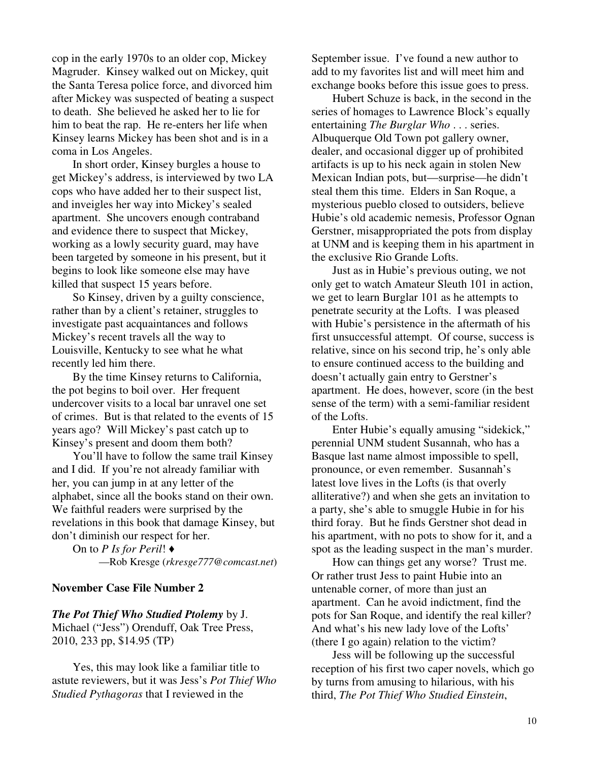cop in the early 1970s to an older cop, Mickey Magruder. Kinsey walked out on Mickey, quit the Santa Teresa police force, and divorced him after Mickey was suspected of beating a suspect to death. She believed he asked her to lie for him to beat the rap. He re-enters her life when Kinsey learns Mickey has been shot and is in a coma in Los Angeles.

In short order, Kinsey burgles a house to get Mickey's address, is interviewed by two LA cops who have added her to their suspect list, and inveigles her way into Mickey's sealed apartment. She uncovers enough contraband and evidence there to suspect that Mickey, working as a lowly security guard, may have been targeted by someone in his present, but it begins to look like someone else may have killed that suspect 15 years before.

So Kinsey, driven by a guilty conscience, rather than by a client's retainer, struggles to investigate past acquaintances and follows Mickey's recent travels all the way to Louisville, Kentucky to see what he what recently led him there.

By the time Kinsey returns to California, the pot begins to boil over. Her frequent undercover visits to a local bar unravel one set of crimes. But is that related to the events of 15 years ago? Will Mickey's past catch up to Kinsey's present and doom them both?

You'll have to follow the same trail Kinsey and I did. If you're not already familiar with her, you can jump in at any letter of the alphabet, since all the books stand on their own. We faithful readers were surprised by the revelations in this book that damage Kinsey, but don't diminish our respect for her.

On to *P Is for Peril*! ♦

—Rob Kresge (*rkresge777@comcast.net*)

**November Case File Number 2**

***The Pot Thief Who Studied Ptolemy*** by J. Michael ("Jess") Orenduff, Oak Tree Press, 2010, 233 pp, $14.95 (TP)

Yes, this may look like a familiar title to astute reviewers, but it was Jess's *Pot Thief Who Studied Pythagoras* that I reviewed in the September issue. I've found a new author to add to my favorites list and will meet him and exchange books before this issue goes to press.

Hubert Schuze is back, in the second in the series of homages to Lawrence Block's equally entertaining *The Burglar Who* . . . series. Albuquerque Old Town pot gallery owner, dealer, and occasional digger up of prohibited artifacts is up to his neck again in stolen New Mexican Indian pots, but—surprise—he didn't steal them this time. Elders in San Roque, a mysterious pueblo closed to outsiders, believe Hubie's old academic nemesis, Professor Ognan Gerstner, misappropriated the pots from display at UNM and is keeping them in his apartment in the exclusive Rio Grande Lofts.

Just as in Hubie's previous outing, we not only get to watch Amateur Sleuth 101 in action, we get to learn Burglar 101 as he attempts to penetrate security at the Lofts. I was pleased with Hubie's persistence in the aftermath of his first unsuccessful attempt. Of course, success is relative, since on his second trip, he's only able to ensure continued access to the building and doesn't actually gain entry to Gerstner's apartment. He does, however, score (in the best sense of the term) with a semi-familiar resident of the Lofts.

Enter Hubie's equally amusing "sidekick," perennial UNM student Susannah, who has a Basque last name almost impossible to spell, pronounce, or even remember. Susannah's latest love lives in the Lofts (is that overly alliterative?) and when she gets an invitation to a party, she's able to smuggle Hubie in for his third foray. But he finds Gerstner shot dead in his apartment, with no pots to show for it, and a spot as the leading suspect in the man's murder.

How can things get any worse? Trust me. Or rather trust Jess to paint Hubie into an untenable corner, of more than just an apartment. Can he avoid indictment, find the pots for San Roque, and identify the real killer? And what's his new lady love of the Lofts' (there I go again) relation to the victim?

Jess will be following up the successful reception of his first two caper novels, which go by turns from amusing to hilarious, with his third, *The Pot Thief Who Studied Einstein*,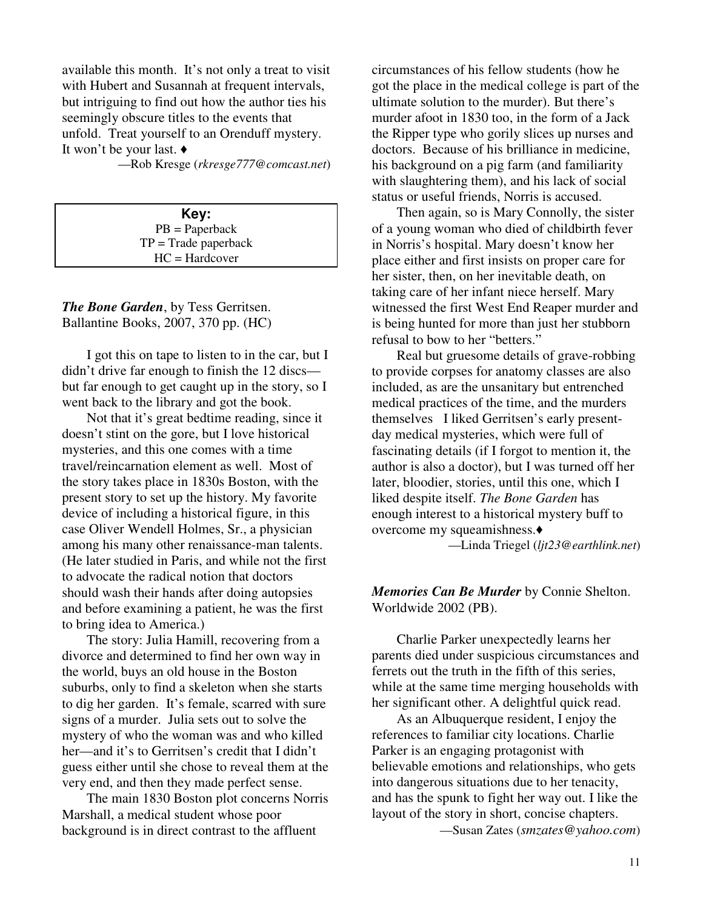available this month. It's not only a treat to visit with Hubert and Susannah at frequent intervals, but intriguing to find out how the author ties his seemingly obscure titles to the events that unfold. Treat yourself to an Orenduff mystery. It won't be your last. ♦

—Rob Kresge (*rkresge777@comcast.net*)

| **Key:** |
|---|
| PB = Paperback |
| TP = Trade paperback |
| HC = Hardcover |

***The Bone Garden***, by Tess Gerritsen. Ballantine Books, 2007, 370 pp. (HC)

I got this on tape to listen to in the car, but I didn't drive far enough to finish the 12 discs—but far enough to get caught up in the story, so I went back to the library and got the book.

Not that it's great bedtime reading, since it doesn't stint on the gore, but I love historical mysteries, and this one comes with a time travel/reincarnation element as well. Most of the story takes place in 1830s Boston, with the present story to set up the history. My favorite device of including a historical figure, in this case Oliver Wendell Holmes, Sr., a physician among his many other renaissance-man talents. (He later studied in Paris, and while not the first to advocate the radical notion that doctors should wash their hands after doing autopsies and before examining a patient, he was the first to bring idea to America.)

The story: Julia Hamill, recovering from a divorce and determined to find her own way in the world, buys an old house in the Boston suburbs, only to find a skeleton when she starts to dig her garden. It's female, scarred with sure signs of a murder. Julia sets out to solve the mystery of who the woman was and who killed her—and it's to Gerritsen's credit that I didn't guess either until she chose to reveal them at the very end, and then they made perfect sense.

The main 1830 Boston plot concerns Norris Marshall, a medical student whose poor background is in direct contrast to the affluent circumstances of his fellow students (how he got the place in the medical college is part of the ultimate solution to the murder). But there's murder afoot in 1830 too, in the form of a Jack the Ripper type who gorily slices up nurses and doctors. Because of his brilliance in medicine, his background on a pig farm (and familiarity with slaughtering them), and his lack of social status or useful friends, Norris is accused.

Then again, so is Mary Connolly, the sister of a young woman who died of childbirth fever in Norris's hospital. Mary doesn't know her place either and first insists on proper care for her sister, then, on her inevitable death, on taking care of her infant niece herself. Mary witnessed the first West End Reaper murder and is being hunted for more than just her stubborn refusal to bow to her "betters."

Real but gruesome details of grave-robbing to provide corpses for anatomy classes are also included, as are the unsanitary but entrenched medical practices of the time, and the murders themselves I liked Gerritsen's early present-day medical mysteries, which were full of fascinating details (if I forgot to mention it, the author is also a doctor), but I was turned off her later, bloodier, stories, until this one, which I liked despite itself. *The Bone Garden* has enough interest to a historical mystery buff to overcome my squeamishness.♦

—Linda Triegel (*ljt23@earthlink.net*)

***Memories Can Be Murder*** by Connie Shelton. Worldwide 2002 (PB).

Charlie Parker unexpectedly learns her parents died under suspicious circumstances and ferrets out the truth in the fifth of this series, while at the same time merging households with her significant other. A delightful quick read.

As an Albuquerque resident, I enjoy the references to familiar city locations. Charlie Parker is an engaging protagonist with believable emotions and relationships, who gets into dangerous situations due to her tenacity, and has the spunk to fight her way out. I like the layout of the story in short, concise chapters.

—Susan Zates (*smzates@yahoo.com*)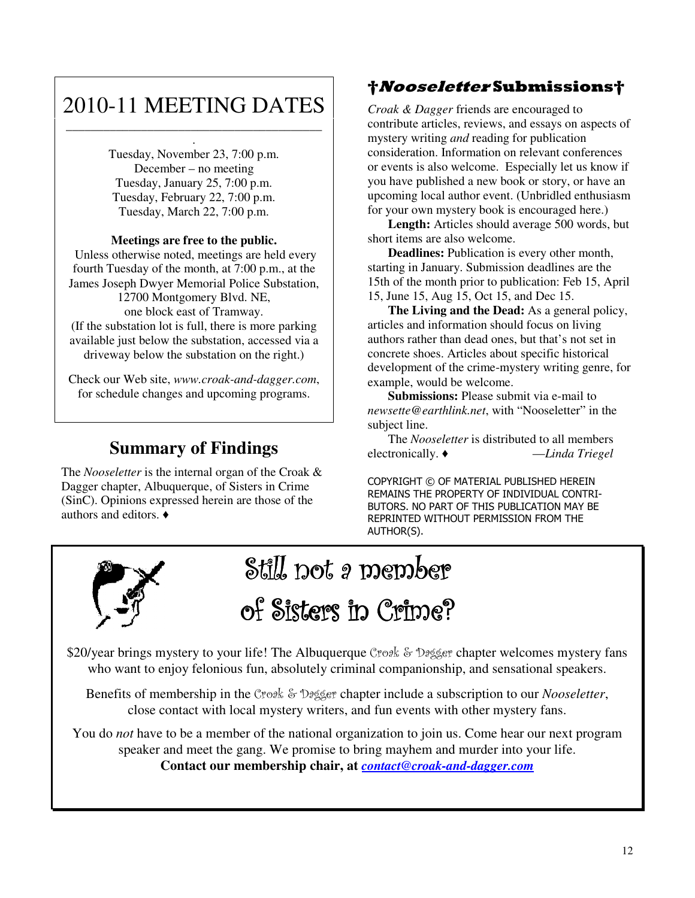# 2010-11 MEETING DATES

Tuesday, November 23, 7:00 p.m.
December – no meeting
Tuesday, January 25, 7:00 p.m.
Tuesday, February 22, 7:00 p.m.
Tuesday, March 22, 7:00 p.m.

**Meetings are free to the public.**
Unless otherwise noted, meetings are held every fourth Tuesday of the month, at 7:00 p.m., at the James Joseph Dwyer Memorial Police Substation, 12700 Montgomery Blvd. NE, one block east of Tramway.
(If the substation lot is full, there is more parking available just below the substation, accessed via a driveway below the substation on the right.)

Check our Web site, *www.croak-and-dagger.com*, for schedule changes and upcoming programs.

## Summary of Findings

The *Nooseletter* is the internal organ of the Croak & Dagger chapter, Albuquerque, of Sisters in Crime (SinC). Opinions expressed herein are those of the authors and editors. ♦

## †*Nooseletter* Submissions†

*Croak & Dagger* friends are encouraged to contribute articles, reviews, and essays on aspects of mystery writing *and* reading for publication consideration. Information on relevant conferences or events is also welcome. Especially let us know if you have published a new book or story, or have an upcoming local author event. (Unbridled enthusiasm for your own mystery book is encouraged here.)

**Length:** Articles should average 500 words, but short items are also welcome.

**Deadlines:** Publication is every other month, starting in January. Submission deadlines are the 15th of the month prior to publication: Feb 15, April 15, June 15, Aug 15, Oct 15, and Dec 15.

**The Living and the Dead:** As a general policy, articles and information should focus on living authors rather than dead ones, but that's not set in concrete shoes. Articles about specific historical development of the crime-mystery writing genre, for example, would be welcome.

**Submissions:** Please submit via e-mail to *newsette@earthlink.net*, with "Nooseletter" in the subject line.

The *Nooseletter* is distributed to all members electronically. ♦ —*Linda Triegel*

COPYRIGHT © OF MATERIAL PUBLISHED HEREIN REMAINS THE PROPERTY OF INDIVIDUAL CONTRIBUTORS. NO PART OF THIS PUBLICATION MAY BE REPRINTED WITHOUT PERMISSION FROM THE AUTHOR(S).

## Still not a member of Sisters in Crime?

$20/year brings mystery to your life! The Albuquerque Croak & Dagger chapter welcomes mystery fans who want to enjoy felonious fun, absolutely criminal companionship, and sensational speakers.

Benefits of membership in the Croak & Dagger chapter include a subscription to our *Nooseletter*, close contact with local mystery writers, and fun events with other mystery fans.

You do *not* have to be a member of the national organization to join us. Come hear our next program speaker and meet the gang. We promise to bring mayhem and murder into your life.
**Contact our membership chair, at *contact@croak-and-dagger.com***